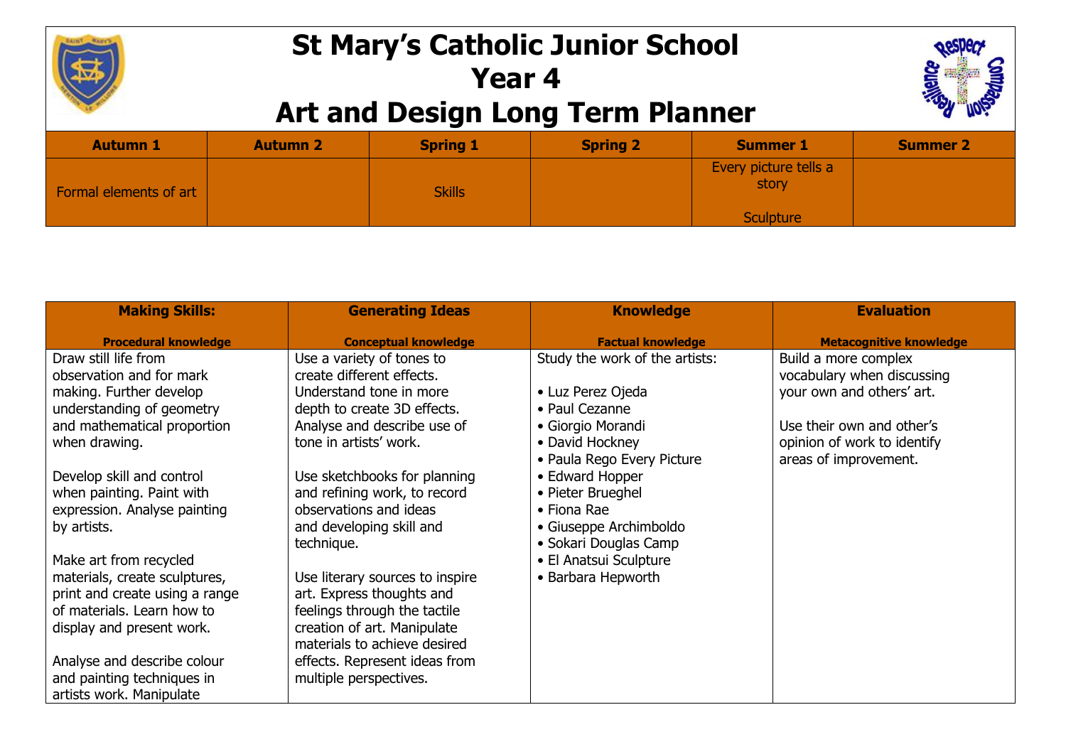# St Mary's Catholic Junior School
# Year 4
# Art and Design Long Term Planner

| Autumn 1 | Autumn 2 | Spring 1 | Spring 2 | Summer 1 | Summer 2 |
|---|---|---|---|---|---|
| Formal elements of art | | Skills | | Every picture tells a story<br><br>Sculpture | |

| **Making Skills:**<br><br>**Procedural knowledge** | **Generating Ideas**<br><br>**Conceptual knowledge** | **Knowledge**<br><br>**Factual knowledge** | **Evaluation**<br><br>**Metacognitive knowledge** |
|---|---|---|---|
| Draw still life from observation and for mark making. Further develop understanding of geometry and mathematical proportion when drawing.<br><br>Develop skill and control when painting. Paint with expression. Analyse painting by artists.<br><br>Make art from recycled materials, create sculptures, print and create using a range of materials. Learn how to display and present work.<br><br>Analyse and describe colour and painting techniques in artists work. Manipulate | Use a variety of tones to create different effects. Understand tone in more depth to create 3D effects. Analyse and describe use of tone in artists' work.<br><br>Use sketchbooks for planning and refining work, to record observations and ideas and developing skill and technique.<br><br>Use literary sources to inspire art. Express thoughts and feelings through the tactile creation of art. Manipulate materials to achieve desired effects. Represent ideas from multiple perspectives. | Study the work of the artists:<br><br>• Luz Perez Ojeda<br>• Paul Cezanne<br>• Giorgio Morandi<br>• David Hockney<br>• Paula Rego Every Picture<br>• Edward Hopper<br>• Pieter Brueghel<br>• Fiona Rae<br>• Giuseppe Archimboldo<br>• Sokari Douglas Camp<br>• El Anatsui Sculpture<br>• Barbara Hepworth | Build a more complex vocabulary when discussing your own and others' art.<br><br>Use their own and other's opinion of work to identify areas of improvement. |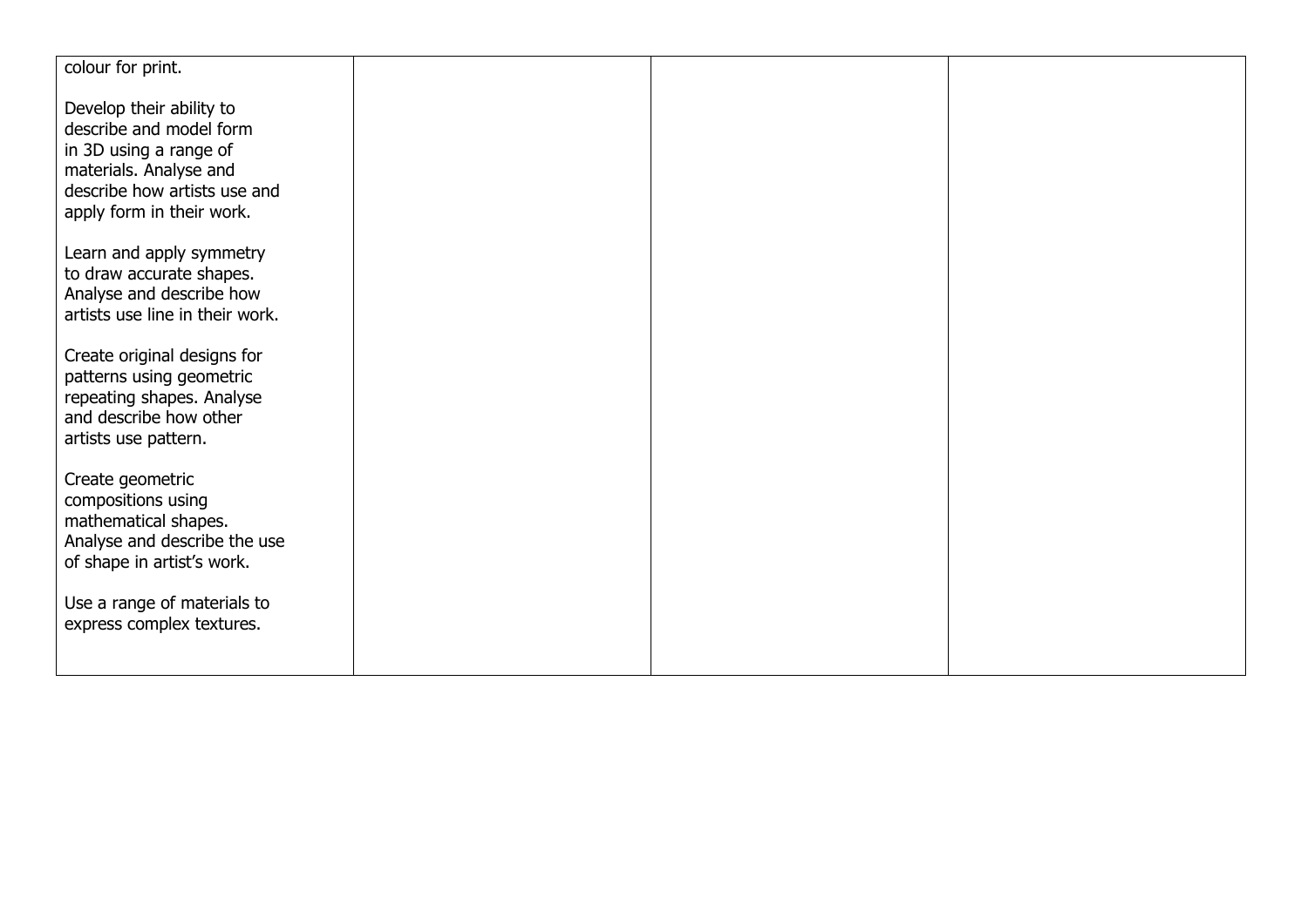| | | | |
|---|---|---|---|
| colour for print.<br><br>Develop their ability to describe and model form in 3D using a range of materials. Analyse and describe how artists use and apply form in their work.<br><br>Learn and apply symmetry to draw accurate shapes. Analyse and describe how artists use line in their work.<br><br>Create original designs for patterns using geometric repeating shapes. Analyse and describe how other artists use pattern.<br><br>Create geometric compositions using mathematical shapes. Analyse and describe the use of shape in artist's work.<br><br>Use a range of materials to express complex textures. | | | |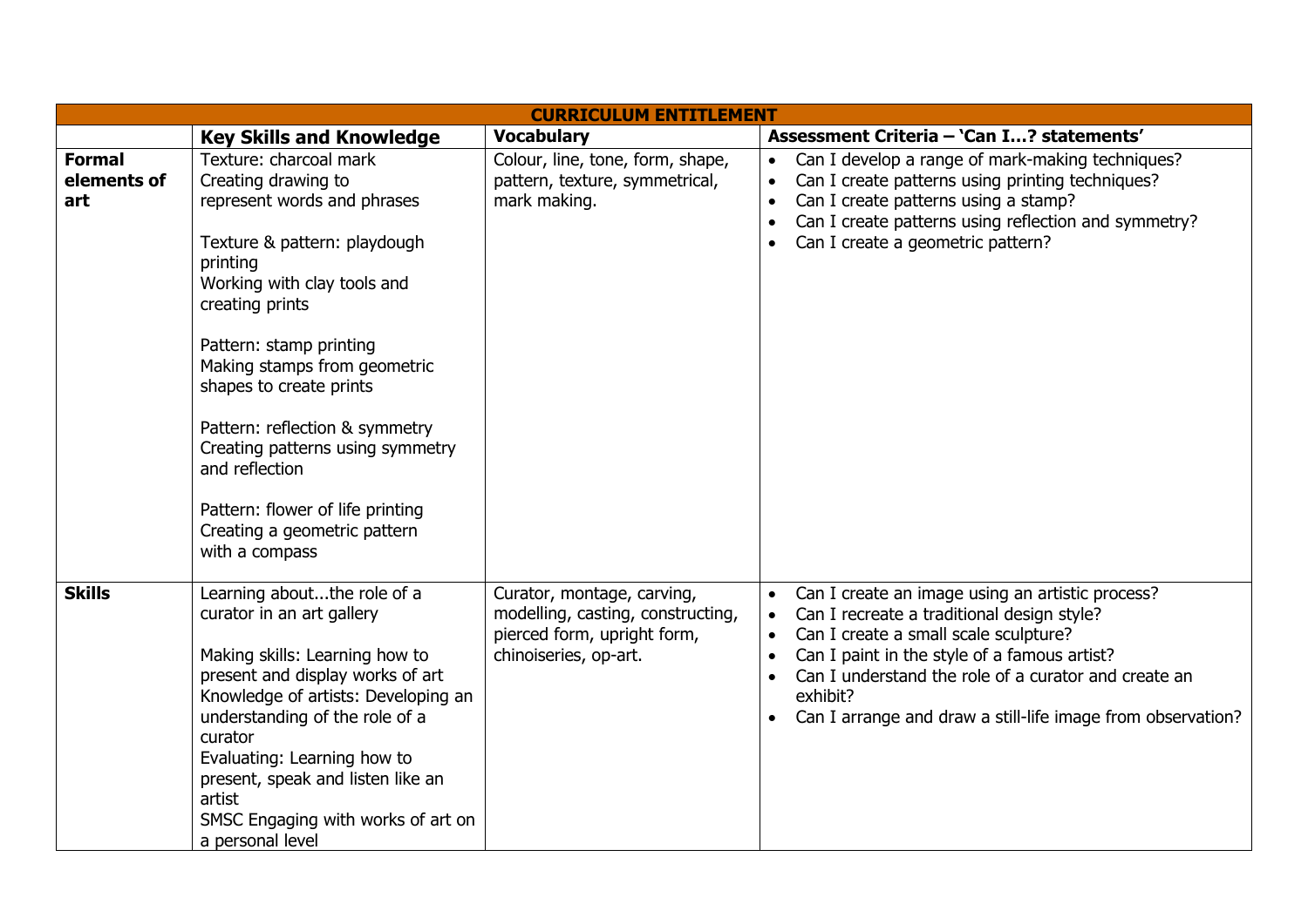| CURRICULUM ENTITLEMENT | | | |
|---|---|---|---|
| | **Key Skills and Knowledge** | **Vocabulary** | **Assessment Criteria – 'Can I…? statements'** |
| **Formal elements of art** | Texture: charcoal mark<br>Creating drawing to represent words and phrases<br><br>Texture & pattern: playdough printing<br>Working with clay tools and creating prints<br><br>Pattern: stamp printing<br>Making stamps from geometric shapes to create prints<br><br>Pattern: reflection & symmetry<br>Creating patterns using symmetry and reflection<br><br>Pattern: flower of life printing<br>Creating a geometric pattern with a compass | Colour, line, tone, form, shape, pattern, texture, symmetrical, mark making. | • Can I develop a range of mark-making techniques?<br>• Can I create patterns using printing techniques?<br>• Can I create patterns using a stamp?<br>• Can I create patterns using reflection and symmetry?<br>• Can I create a geometric pattern? |
| **Skills** | Learning about...the role of a curator in an art gallery<br><br>Making skills: Learning how to present and display works of art<br>Knowledge of artists: Developing an understanding of the role of a curator<br>Evaluating: Learning how to present, speak and listen like an artist<br>SMSC Engaging with works of art on a personal level | Curator, montage, carving, modelling, casting, constructing, pierced form, upright form, chinoiseries, op-art. | • Can I create an image using an artistic process?<br>• Can I recreate a traditional design style?<br>• Can I create a small scale sculpture?<br>• Can I paint in the style of a famous artist?<br>• Can I understand the role of a curator and create an exhibit?<br>• Can I arrange and draw a still-life image from observation? |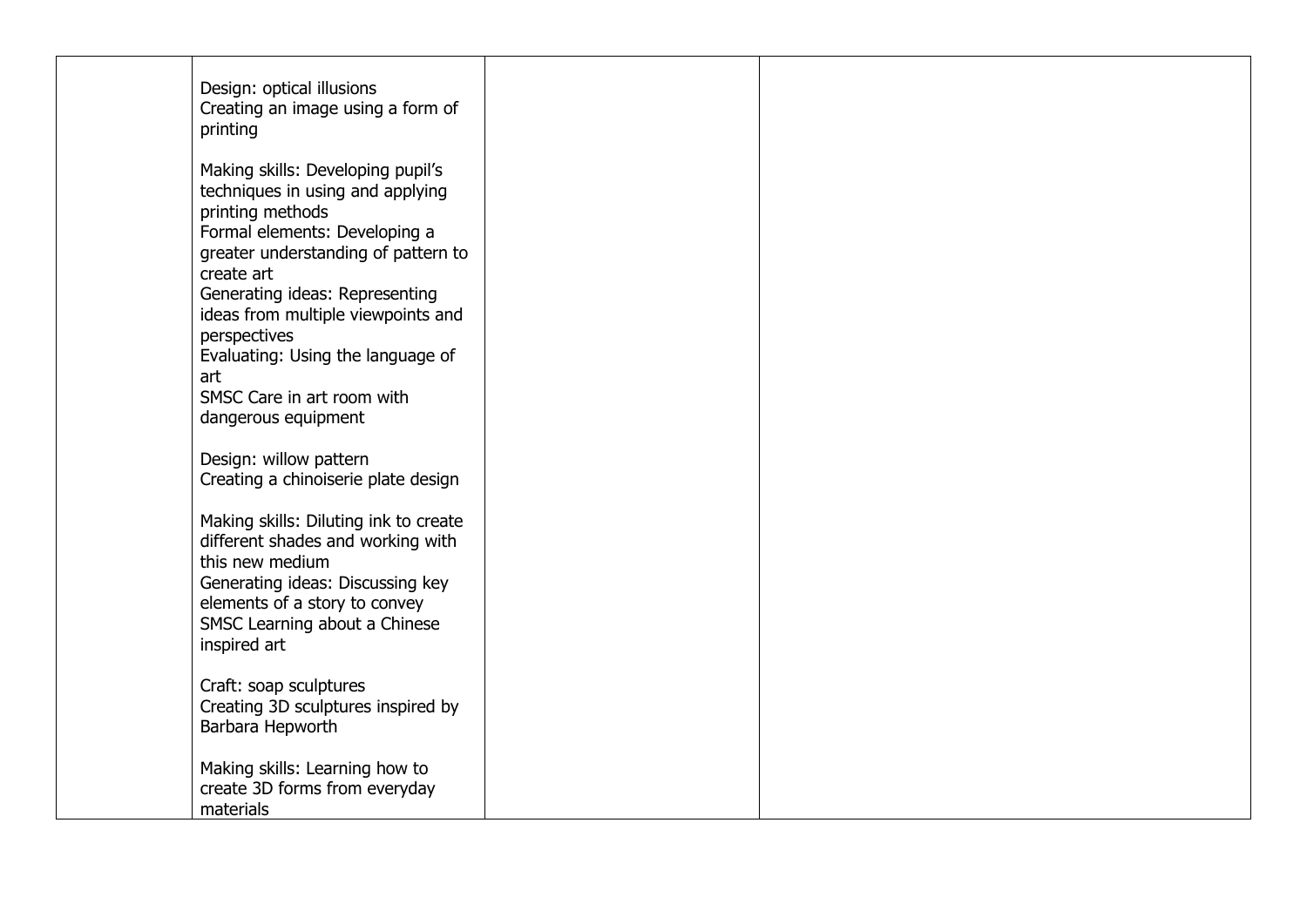|  |  |  |  |
|---|---|---|---|
|  | Design: optical illusions<br>Creating an image using a form of printing<br><br>Making skills: Developing pupil's techniques in using and applying printing methods<br>Formal elements: Developing a greater understanding of pattern to create art<br>Generating ideas: Representing ideas from multiple viewpoints and perspectives<br>Evaluating: Using the language of art<br>SMSC Care in art room with dangerous equipment<br><br>Design: willow pattern<br>Creating a chinoiserie plate design<br><br>Making skills: Diluting ink to create different shades and working with this new medium<br>Generating ideas: Discussing key elements of a story to convey<br>SMSC Learning about a Chinese inspired art<br><br>Craft: soap sculptures<br>Creating 3D sculptures inspired by Barbara Hepworth<br><br>Making skills: Learning how to create 3D forms from everyday materials |  |  |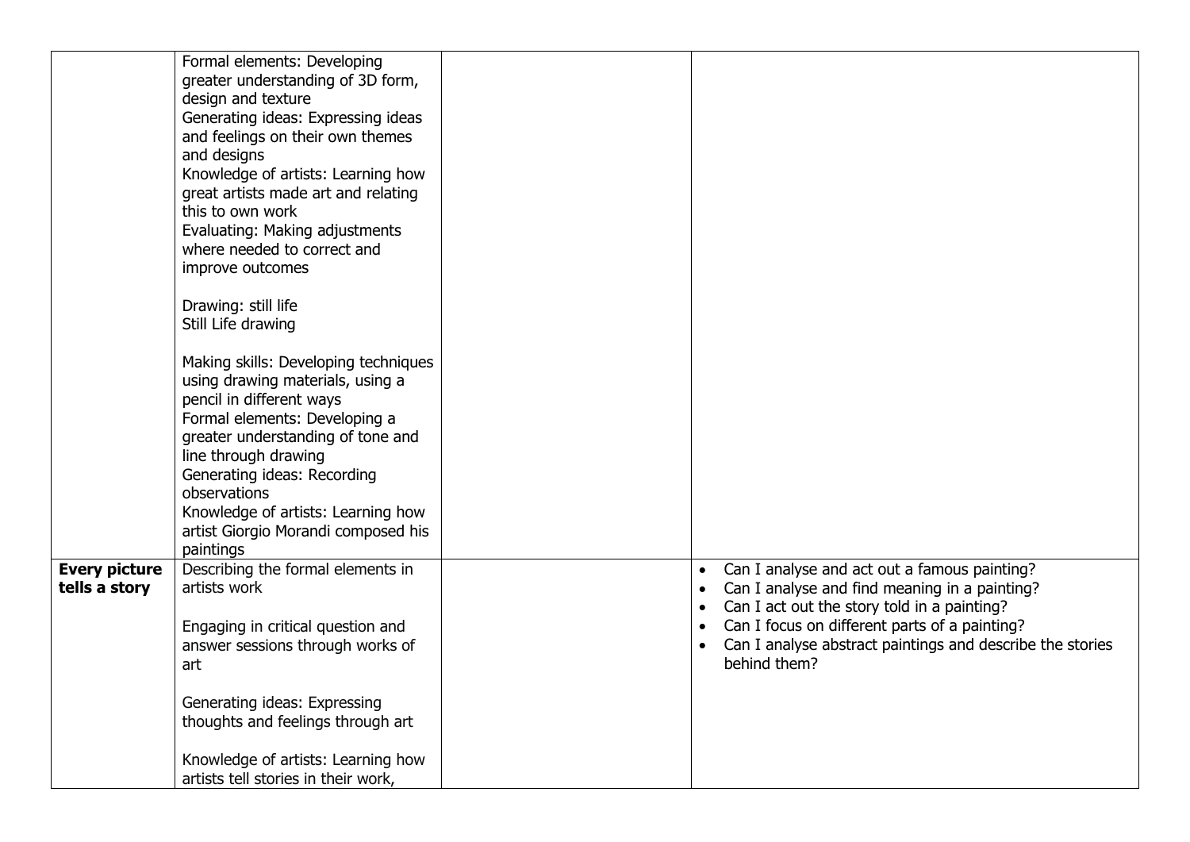| | | | |
|---|---|---|---|
| | Formal elements: Developing greater understanding of 3D form, design and texture<br>Generating ideas: Expressing ideas and feelings on their own themes and designs<br>Knowledge of artists: Learning how great artists made art and relating this to own work<br>Evaluating: Making adjustments where needed to correct and improve outcomes<br><br>Drawing: still life<br>Still Life drawing<br><br>Making skills: Developing techniques using drawing materials, using a pencil in different ways<br>Formal elements: Developing a greater understanding of tone and line through drawing<br>Generating ideas: Recording observations<br>Knowledge of artists: Learning how artist Giorgio Morandi composed his paintings | | |
| **Every picture tells a story** | Describing the formal elements in artists work<br><br>Engaging in critical question and answer sessions through works of art<br><br>Generating ideas: Expressing thoughts and feelings through art<br><br>Knowledge of artists: Learning how artists tell stories in their work, | | • Can I analyse and act out a famous painting?<br>• Can I analyse and find meaning in a painting?<br>• Can I act out the story told in a painting?<br>• Can I focus on different parts of a painting?<br>• Can I analyse abstract paintings and describe the stories behind them? |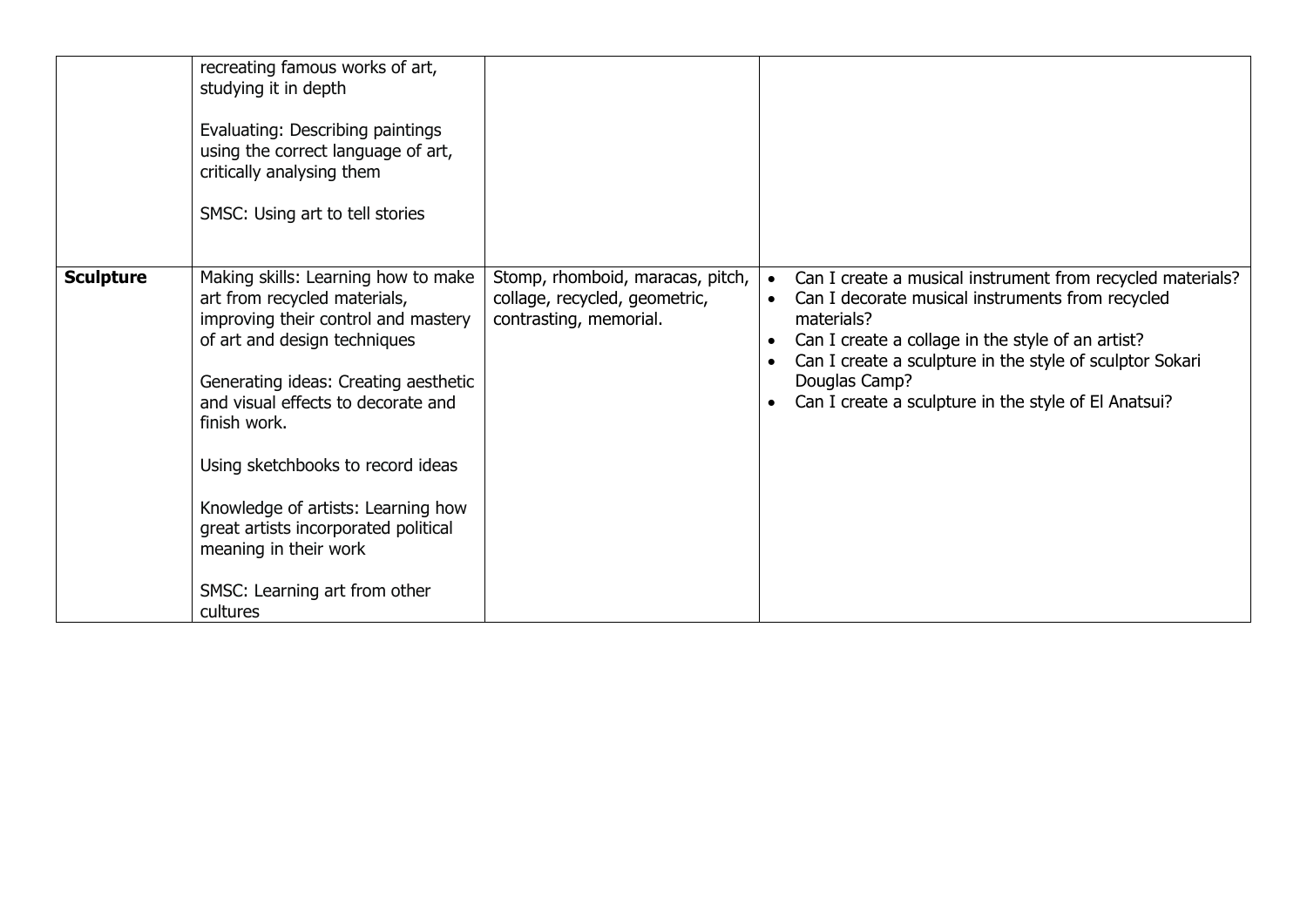| | | | |
|---|---|---|---|
| | recreating famous works of art, studying it in depth<br><br>Evaluating: Describing paintings using the correct language of art, critically analysing them<br><br>SMSC: Using art to tell stories | | |
| **Sculpture** | Making skills: Learning how to make art from recycled materials, improving their control and mastery of art and design techniques<br><br>Generating ideas: Creating aesthetic and visual effects to decorate and finish work.<br><br>Using sketchbooks to record ideas<br><br>Knowledge of artists: Learning how great artists incorporated political meaning in their work<br><br>SMSC: Learning art from other cultures | Stomp, rhomboid, maracas, pitch, collage, recycled, geometric, contrasting, memorial. | • Can I create a musical instrument from recycled materials?<br>• Can I decorate musical instruments from recycled materials?<br>• Can I create a collage in the style of an artist?<br>• Can I create a sculpture in the style of sculptor Sokari Douglas Camp?<br>• Can I create a sculpture in the style of El Anatsui? |